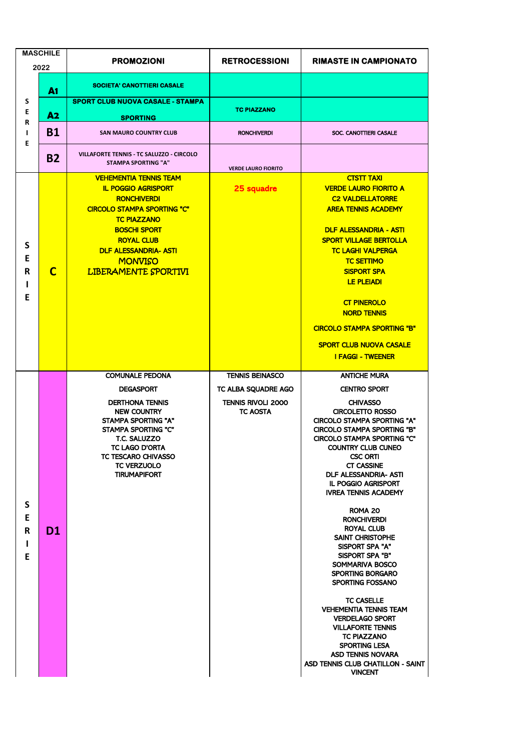| MASCHILE 2022 | | PROMOZIONI | RETROCESSIONI | RIMASTE IN CAMPIONATO |
|---|---|---|---|---|
| SERIE | A1 | SOCIETA' CANOTTIERI CASALE | | |
| | A2 | SPORT CLUB NUOVA CASALE - STAMPA SPORTING | TC PIAZZANO | |
| | B1 | SAN MAURO COUNTRY CLUB | RONCHIVERDI | SOC. CANOTTIERI CASALE |
| | B2 | VILLAFORTE TENNIS - TC SALUZZO - CIRCOLO STAMPA SPORTING "A" | VERDE LAURO FIORITO | |
| SERIE | C | VEHEMENTIA TENNIS TEAM<br>IL POGGIO AGRISPORT<br>RONCHIVERDI<br>CIRCOLO STAMPA SPORTING "C"<br>TC PIAZZANO<br>BOSCHI SPORT<br>ROYAL CLUB<br>DLF ALESSANDRIA- ASTI<br>MONVISO<br>LIBERAMENTE SPORTIVI | 25 squadre | CTSTT TAXI<br>VERDE LAURO FIORITO A<br>C2 VALDELLATORRE<br>AREA TENNIS ACADEMY<br>DLF ALESSANDRIA - ASTI<br>SPORT VILLAGE BERTOLLA<br>TC LAGHI VALPERGA<br>TC SETTIMO<br>SISPORT SPA<br>LE PLEIADI<br>CT PINEROLO<br>NORD TENNIS<br>CIRCOLO STAMPA SPORTING "B"<br>SPORT CLUB NUOVA CASALE<br>I FAGGI - TWEENER |
| SERIE | D1 | COMUNALE PEDONA<br>DEGASPORT<br>DERTHONA TENNIS<br>NEW COUNTRY<br>STAMPA SPORTING "A"<br>STAMPA SPORTING "C"<br>T.C. SALUZZO<br>TC LAGO D'ORTA<br>TC TESCARO CHIVASSO<br>TC VERZUOLO<br>TIRUMAPIFORT | TENNIS BEINASCO<br>TC ALBA SQUADRE AGO<br>TENNIS RIVOLI 2000<br>TC AOSTA | ANTICHE MURA<br>CENTRO SPORT<br>CHIVASSO<br>CIRCOLETTO ROSSO<br>CIRCOLO STAMPA SPORTING "A"<br>CIRCOLO STAMPA SPORTING "B"<br>CIRCOLO STAMPA SPORTING "C"<br>COUNTRY CLUB CUNEO<br>CSC ORTI<br>CT CASSINE<br>DLF ALESSANDRIA- ASTI<br>IL POGGIO AGRISPORT<br>IVREA TENNIS ACADEMY<br>ROMA 20<br>RONCHIVERDI<br>ROYAL CLUB<br>SAINT CHRISTOPHE<br>SISPORT SPA "A"<br>SISPORT SPA "B"<br>SOMMARIVA BOSCO<br>SPORTING BORGARO<br>SPORTING FOSSANO<br>TC CASELLE<br>VEHEMENTIA TENNIS TEAM<br>VERDELAGO SPORT<br>VILLAFORTE TENNIS<br>TC PIAZZANO<br>SPORTING LESA<br>ASD TENNIS NOVARA<br>ASD TENNIS CLUB CHATILLON - SAINT VINCENT |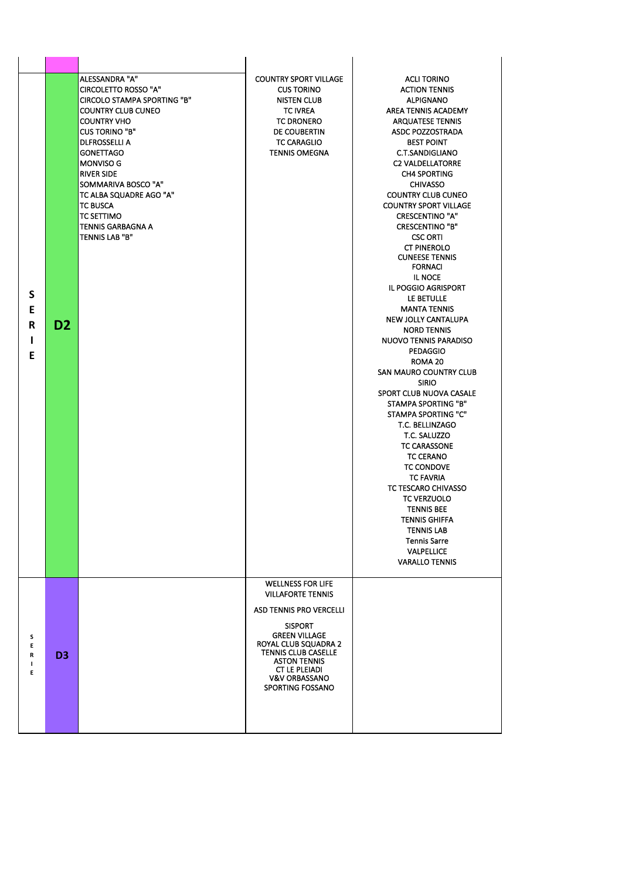| | | | | |
|---|---|---|---|---|
| | | | | |
| SERIE | D2 | ALESSANDRA "A"<br>CIRCOLETTO ROSSO "A"<br>CIRCOLO STAMPA SPORTING "B"<br>COUNTRY CLUB CUNEO<br>COUNTRY VHO<br>CUS TORINO "B"<br>DLFROSSELLI A<br>GONETTAGO<br>MONVISO G<br>RIVER SIDE<br>SOMMARIVA BOSCO "A"<br>TC ALBA SQUADRE AGO "A"<br>TC BUSCA<br>TC SETTIMO<br>TENNIS GARBAGNA A<br>TENNIS LAB "B" | COUNTRY SPORT VILLAGE<br>CUS TORINO<br>NISTEN CLUB<br>TC IVREA<br>TC DRONERO<br>DE COUBERTIN<br>TC CARAGLIO<br>TENNIS OMEGNA | ACLI TORINO<br>ACTION TENNIS<br>ALPIGNANO<br>AREA TENNIS ACADEMY<br>ARQUATESE TENNIS<br>ASDC POZZOSTRADA<br>BEST POINT<br>C.T.SANDIGLIANO<br>C2 VALDELLATORRE<br>CH4 SPORTING<br>CHIVASSO<br>COUNTRY CLUB CUNEO<br>COUNTRY SPORT VILLAGE<br>CRESCENTINO "A"<br>CRESCENTINO "B"<br>CSC ORTI<br>CT PINEROLO<br>CUNEESE TENNIS<br>FORNACI<br>IL NOCE<br>IL POGGIO AGRISPORT<br>LE BETULLE<br>MANTA TENNIS<br>NEW JOLLY CANTALUPA<br>NORD TENNIS<br>NUOVO TENNIS PARADISO<br>PEDAGGIO<br>ROMA 20<br>SAN MAURO COUNTRY CLUB<br>SIRIO<br>SPORT CLUB NUOVA CASALE<br>STAMPA SPORTING "B"<br>STAMPA SPORTING "C"<br>T.C. BELLINZAGO<br>T.C. SALUZZO<br>TC CARASSONE<br>TC CERANO<br>TC CONDOVE<br>TC FAVRIA<br>TC TESCARO CHIVASSO<br>TC VERZUOLO<br>TENNIS BEE<br>TENNIS GHIFFA<br>TENNIS LAB<br>Tennis Sarre<br>VALPELLICE<br>VARALLO TENNIS |
| SERIE | D3 | | WELLNESS FOR LIFE<br>VILLAFORTE TENNIS<br>ASD TENNIS PRO VERCELLI<br>SISPORT<br>GREEN VILLAGE<br>ROYAL CLUB SQUADRA 2<br>TENNIS CLUB CASELLE<br>ASTON TENNIS<br>CT LE PLEIADI<br>V&V ORBASSANO<br>SPORTING FOSSANO | |